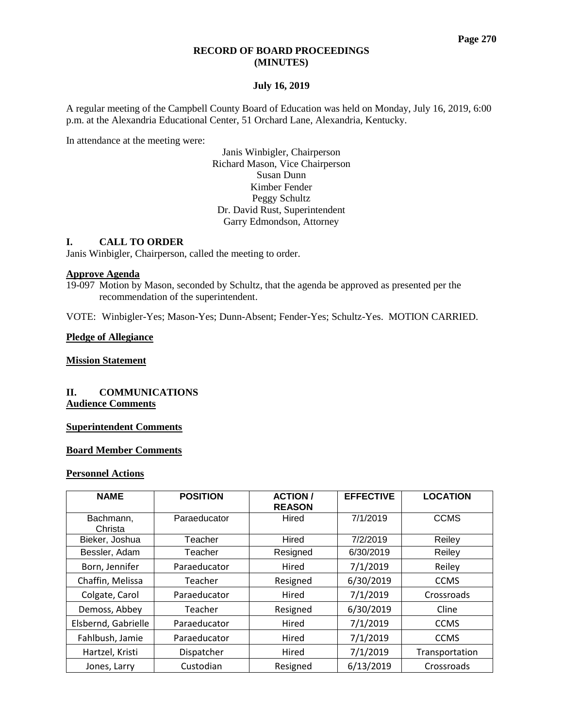# RECORD OF BOARD PROCEEDINGS
# (MINUTES)

**July 16, 2019**

A regular meeting of the Campbell County Board of Education was held on Monday, July 16, 2019, 6:00 p.m. at the Alexandria Educational Center, 51 Orchard Lane, Alexandria, Kentucky.

In attendance at the meeting were:

Janis Winbigler, Chairperson
Richard Mason, Vice Chairperson
Susan Dunn
Kimber Fender
Peggy Schultz
Dr. David Rust, Superintendent
Garry Edmondson, Attorney

## I. CALL TO ORDER

Janis Winbigler, Chairperson, called the meeting to order.

**Approve Agenda**

19-097 Motion by Mason, seconded by Schultz, that the agenda be approved as presented per the recommendation of the superintendent.

VOTE: Winbigler-Yes; Mason-Yes; Dunn-Absent; Fender-Yes; Schultz-Yes. MOTION CARRIED.

**Pledge of Allegiance**

**Mission Statement**

## II. COMMUNICATIONS

**Audience Comments**

**Superintendent Comments**

**Board Member Comments**

**Personnel Actions**

| NAME | POSITION | ACTION / REASON | EFFECTIVE | LOCATION |
|---|---|---|---|---|
| Bachmann, Christa | Paraeducator | Hired | 7/1/2019 | CCMS |
| Bieker, Joshua | Teacher | Hired | 7/2/2019 | Reiley |
| Bessler, Adam | Teacher | Resigned | 6/30/2019 | Reiley |
| Born, Jennifer | Paraeducator | Hired | 7/1/2019 | Reiley |
| Chaffin, Melissa | Teacher | Resigned | 6/30/2019 | CCMS |
| Colgate, Carol | Paraeducator | Hired | 7/1/2019 | Crossroads |
| Demoss, Abbey | Teacher | Resigned | 6/30/2019 | Cline |
| Elsbernd, Gabrielle | Paraeducator | Hired | 7/1/2019 | CCMS |
| Fahlbush, Jamie | Paraeducator | Hired | 7/1/2019 | CCMS |
| Hartzel, Kristi | Dispatcher | Hired | 7/1/2019 | Transportation |
| Jones, Larry | Custodian | Resigned | 6/13/2019 | Crossroads |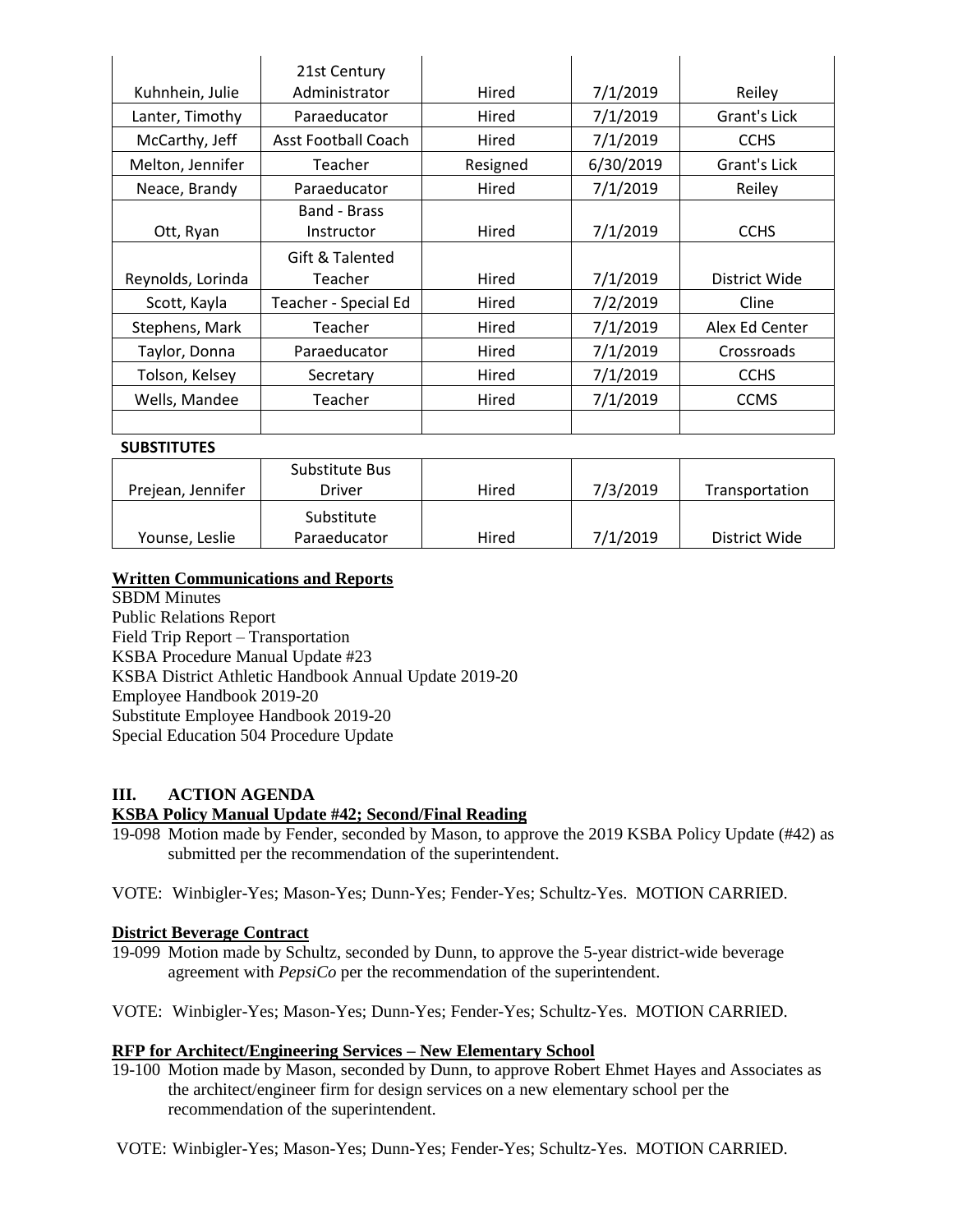| | | | | |
|---|---|---|---|---|
| Kuhnhein, Julie | 21st Century Administrator | Hired | 7/1/2019 | Reiley |
| Lanter, Timothy | Paraeducator | Hired | 7/1/2019 | Grant's Lick |
| McCarthy, Jeff | Asst Football Coach | Hired | 7/1/2019 | CCHS |
| Melton, Jennifer | Teacher | Resigned | 6/30/2019 | Grant's Lick |
| Neace, Brandy | Paraeducator | Hired | 7/1/2019 | Reiley |
| Ott, Ryan | Band - Brass Instructor | Hired | 7/1/2019 | CCHS |
| Reynolds, Lorinda | Gift & Talented Teacher | Hired | 7/1/2019 | District Wide |
| Scott, Kayla | Teacher - Special Ed | Hired | 7/2/2019 | Cline |
| Stephens, Mark | Teacher | Hired | 7/1/2019 | Alex Ed Center |
| Taylor, Donna | Paraeducator | Hired | 7/1/2019 | Crossroads |
| Tolson, Kelsey | Secretary | Hired | 7/1/2019 | CCHS |
| Wells, Mandee | Teacher | Hired | 7/1/2019 | CCMS |
| | | | | |

**SUBSTITUTES**

| | | | | |
|---|---|---|---|---|
| Prejean, Jennifer | Substitute Bus Driver | Hired | 7/3/2019 | Transportation |
| Younse, Leslie | Substitute Paraeducator | Hired | 7/1/2019 | District Wide |

**Written Communications and Reports**

SBDM Minutes
Public Relations Report
Field Trip Report – Transportation
KSBA Procedure Manual Update #23
KSBA District Athletic Handbook Annual Update 2019-20
Employee Handbook 2019-20
Substitute Employee Handbook 2019-20
Special Education 504 Procedure Update

## III. ACTION AGENDA

**KSBA Policy Manual Update #42; Second/Final Reading**

19-098 Motion made by Fender, seconded by Mason, to approve the 2019 KSBA Policy Update (#42) as submitted per the recommendation of the superintendent.

VOTE: Winbigler-Yes; Mason-Yes; Dunn-Yes; Fender-Yes; Schultz-Yes. MOTION CARRIED.

**District Beverage Contract**

19-099 Motion made by Schultz, seconded by Dunn, to approve the 5-year district-wide beverage agreement with *PepsiCo* per the recommendation of the superintendent.

VOTE: Winbigler-Yes; Mason-Yes; Dunn-Yes; Fender-Yes; Schultz-Yes. MOTION CARRIED.

**RFP for Architect/Engineering Services – New Elementary School**

19-100 Motion made by Mason, seconded by Dunn, to approve Robert Ehmet Hayes and Associates as the architect/engineer firm for design services on a new elementary school per the recommendation of the superintendent.

VOTE: Winbigler-Yes; Mason-Yes; Dunn-Yes; Fender-Yes; Schultz-Yes. MOTION CARRIED.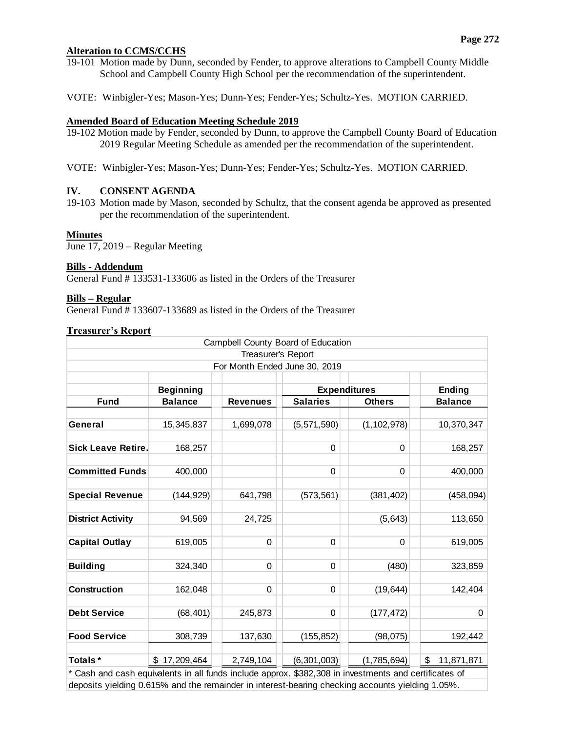**Alteration to CCMS/CCHS**

19-101 Motion made by Dunn, seconded by Fender, to approve alterations to Campbell County Middle School and Campbell County High School per the recommendation of the superintendent.

VOTE: Winbigler-Yes; Mason-Yes; Dunn-Yes; Fender-Yes; Schultz-Yes. MOTION CARRIED.

**Amended Board of Education Meeting Schedule 2019**

19-102 Motion made by Fender, seconded by Dunn, to approve the Campbell County Board of Education 2019 Regular Meeting Schedule as amended per the recommendation of the superintendent.

VOTE: Winbigler-Yes; Mason-Yes; Dunn-Yes; Fender-Yes; Schultz-Yes. MOTION CARRIED.

## IV. CONSENT AGENDA

19-103 Motion made by Mason, seconded by Schultz, that the consent agenda be approved as presented per the recommendation of the superintendent.

**Minutes**

June 17, 2019 – Regular Meeting

**Bills - Addendum**

General Fund # 133531-133606 as listed in the Orders of the Treasurer

**Bills – Regular**

General Fund # 133607-133689 as listed in the Orders of the Treasurer

**Treasurer's Report**

Campbell County Board of Education
Treasurer's Report
For Month Ended June 30, 2019

| | Beginning | | Expenditures | | Ending |
|---|---|---|---|---|---|
| **Fund** | **Balance** | **Revenues** | **Salaries** | **Others** | **Balance** |
| **General** | 15,345,837 | 1,699,078 | (5,571,590) | (1,102,978) | 10,370,347 |
| **Sick Leave Retire.** | 168,257 | | 0 | 0 | 168,257 |
| **Committed Funds** | 400,000 | | 0 | 0 | 400,000 |
| **Special Revenue** | (144,929) | 641,798 | (573,561) | (381,402) | (458,094) |
| **District Activity** | 94,569 | 24,725 | | (5,643) | 113,650 |
| **Capital Outlay** | 619,005 | 0 | 0 | 0 | 619,005 |
| **Building** | 324,340 | 0 | 0 | (480) | 323,859 |
| **Construction** | 162,048 | 0 | 0 | (19,644) | 142,404 |
| **Debt Service** | (68,401) | 245,873 | 0 | (177,472) | 0 |
| **Food Service** | 308,739 | 137,630 | (155,852) | (98,075) | 192,442 |
| **Totals *** | $ 17,209,464 | 2,749,104 | (6,301,003) | (1,785,694) | $ 11,871,871 |

* Cash and cash equivalents in all funds include approx. $382,308 in investments and certificates of deposits yielding 0.615% and the remainder in interest-bearing checking accounts yielding 1.05%.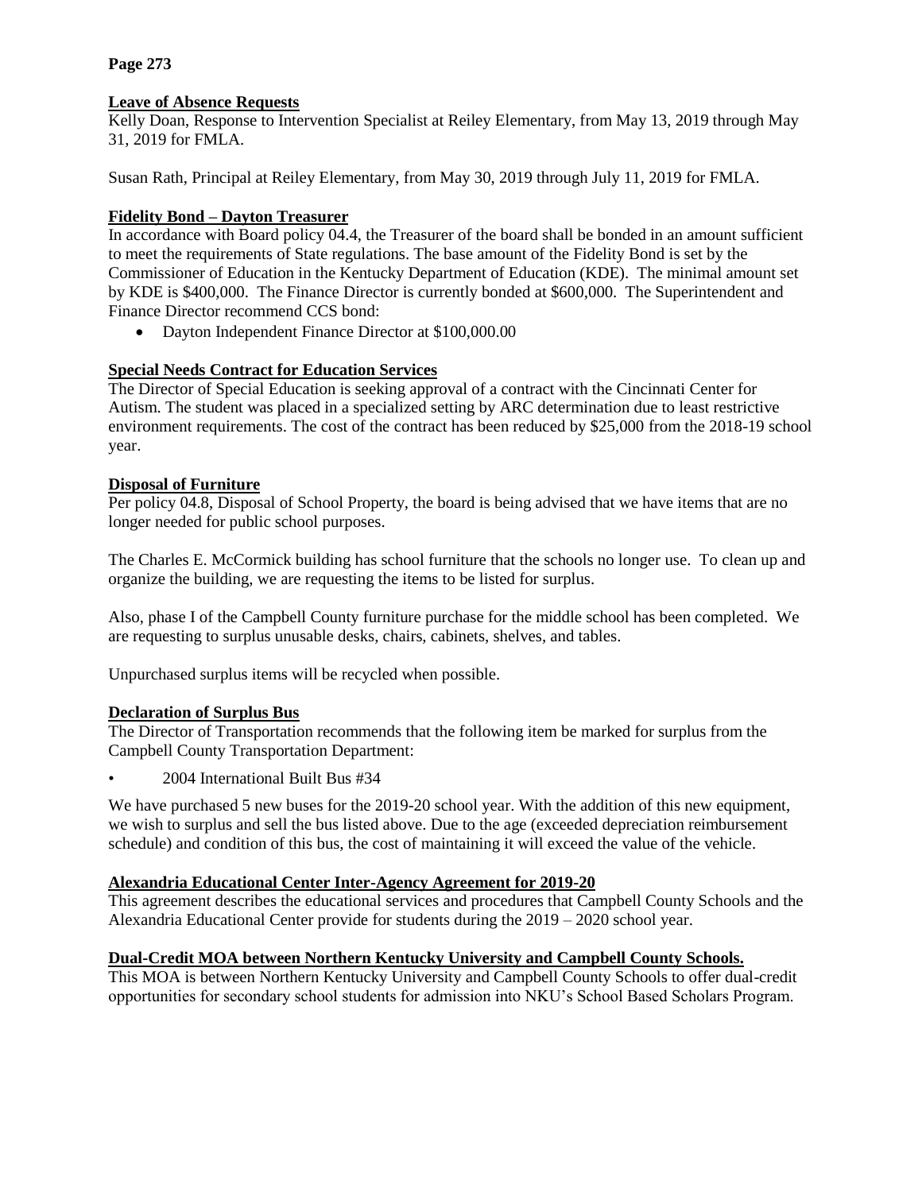**Leave of Absence Requests**

Kelly Doan, Response to Intervention Specialist at Reiley Elementary, from May 13, 2019 through May 31, 2019 for FMLA.

Susan Rath, Principal at Reiley Elementary, from May 30, 2019 through July 11, 2019 for FMLA.

**Fidelity Bond – Dayton Treasurer**

In accordance with Board policy 04.4, the Treasurer of the board shall be bonded in an amount sufficient to meet the requirements of State regulations. The base amount of the Fidelity Bond is set by the Commissioner of Education in the Kentucky Department of Education (KDE). The minimal amount set by KDE is $400,000. The Finance Director is currently bonded at $600,000. The Superintendent and Finance Director recommend CCS bond:

- Dayton Independent Finance Director at $100,000.00

**Special Needs Contract for Education Services**

The Director of Special Education is seeking approval of a contract with the Cincinnati Center for Autism. The student was placed in a specialized setting by ARC determination due to least restrictive environment requirements. The cost of the contract has been reduced by $25,000 from the 2018-19 school year.

**Disposal of Furniture**

Per policy 04.8, Disposal of School Property, the board is being advised that we have items that are no longer needed for public school purposes.

The Charles E. McCormick building has school furniture that the schools no longer use. To clean up and organize the building, we are requesting the items to be listed for surplus.

Also, phase I of the Campbell County furniture purchase for the middle school has been completed. We are requesting to surplus unusable desks, chairs, cabinets, shelves, and tables.

Unpurchased surplus items will be recycled when possible.

**Declaration of Surplus Bus**

The Director of Transportation recommends that the following item be marked for surplus from the Campbell County Transportation Department:

- 2004 International Built Bus #34

We have purchased 5 new buses for the 2019-20 school year. With the addition of this new equipment, we wish to surplus and sell the bus listed above. Due to the age (exceeded depreciation reimbursement schedule) and condition of this bus, the cost of maintaining it will exceed the value of the vehicle.

**Alexandria Educational Center Inter-Agency Agreement for 2019-20**

This agreement describes the educational services and procedures that Campbell County Schools and the Alexandria Educational Center provide for students during the 2019 – 2020 school year.

**Dual-Credit MOA between Northern Kentucky University and Campbell County Schools.**

This MOA is between Northern Kentucky University and Campbell County Schools to offer dual-credit opportunities for secondary school students for admission into NKU's School Based Scholars Program.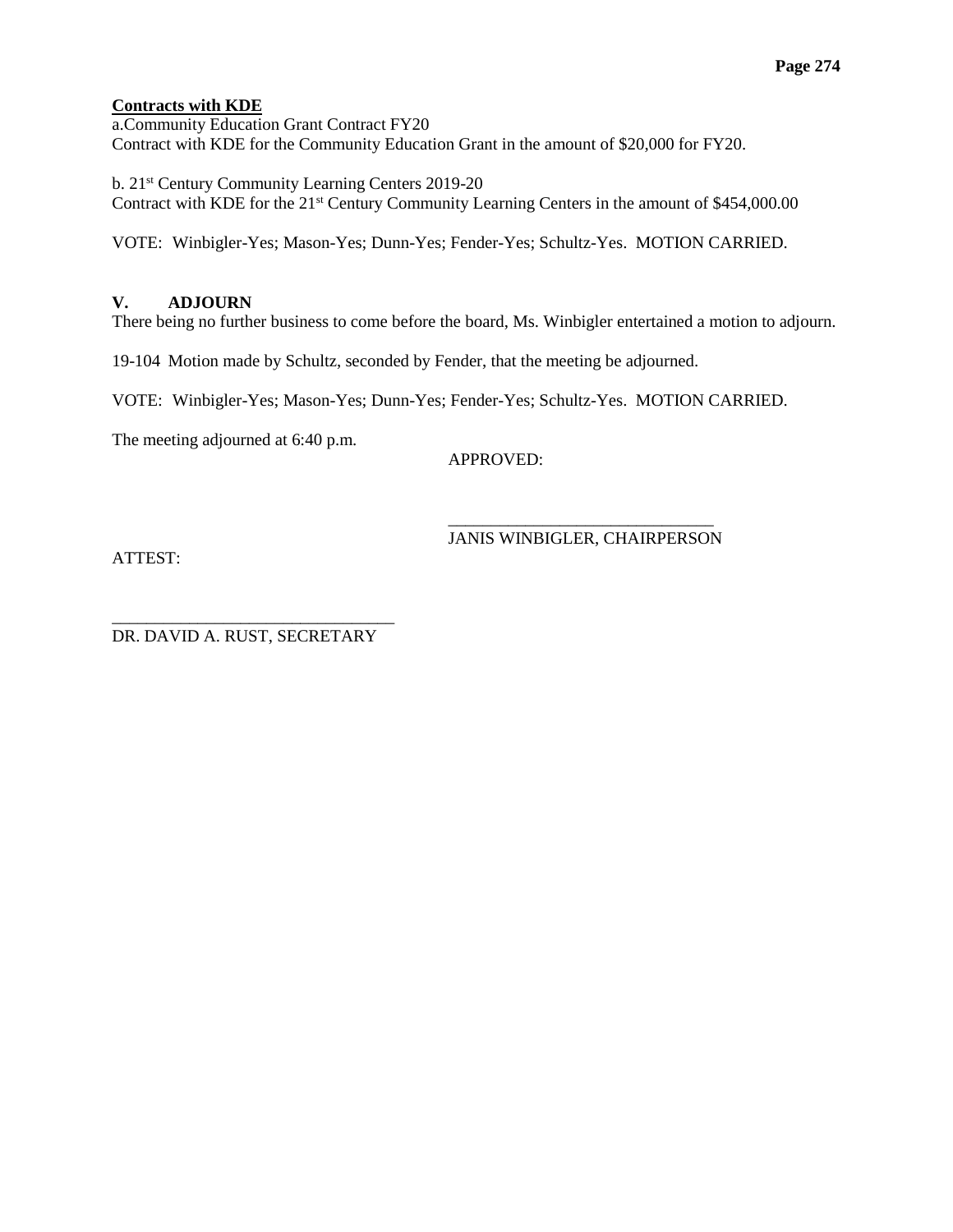**Contracts with KDE**

a.Community Education Grant Contract FY20
Contract with KDE for the Community Education Grant in the amount of $20,000 for FY20.

b. 21st Century Community Learning Centers 2019-20
Contract with KDE for the 21st Century Community Learning Centers in the amount of $454,000.00

VOTE: Winbigler-Yes; Mason-Yes; Dunn-Yes; Fender-Yes; Schultz-Yes. MOTION CARRIED.

## V. ADJOURN

There being no further business to come before the board, Ms. Winbigler entertained a motion to adjourn.

19-104 Motion made by Schultz, seconded by Fender, that the meeting be adjourned.

VOTE: Winbigler-Yes; Mason-Yes; Dunn-Yes; Fender-Yes; Schultz-Yes. MOTION CARRIED.

The meeting adjourned at 6:40 p.m.

APPROVED:

_______________________________
JANIS WINBIGLER, CHAIRPERSON

ATTEST:

_________________________________
DR. DAVID A. RUST, SECRETARY